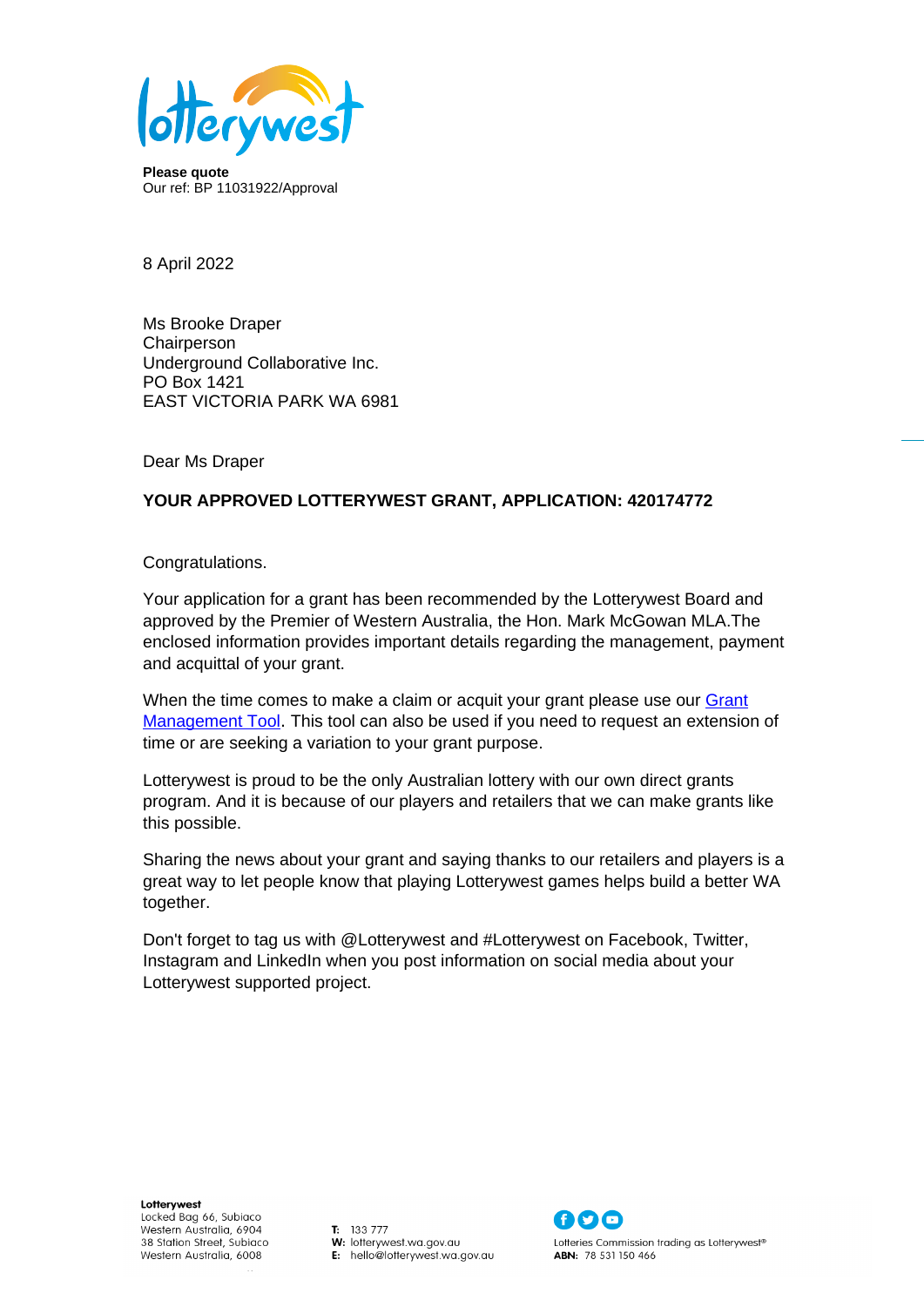**Please quote**
Our ref: BP 11031922/Approval

8 April 2022

Ms Brooke Draper
Chairperson
Underground Collaborative Inc.
PO Box 1421
EAST VICTORIA PARK WA 6981

Dear Ms Draper

**YOUR APPROVED LOTTERYWEST GRANT, APPLICATION: 420174772**

Congratulations.

Your application for a grant has been recommended by the Lotterywest Board and approved by the Premier of Western Australia, the Hon. Mark McGowan MLA.The enclosed information provides important details regarding the management, payment and acquittal of your grant.

When the time comes to make a claim or acquit your grant please use our [Grant Management Tool](). This tool can also be used if you need to request an extension of time or are seeking a variation to your grant purpose.

Lotterywest is proud to be the only Australian lottery with our own direct grants program. And it is because of our players and retailers that we can make grants like this possible.

Sharing the news about your grant and saying thanks to our retailers and players is a great way to let people know that playing Lotterywest games helps build a better WA together.

Don't forget to tag us with @Lotterywest and #Lotterywest on Facebook, Twitter, Instagram and LinkedIn when you post information on social media about your Lotterywest supported project.

**Lotterywest**
Locked Bag 66, Subiaco
Western Australia, 6904
38 Station Street, Subiaco
Western Australia, 6008

**T:** 133 777
**W:** lotterywest.wa.gov.au
**E:** hello@lotterywest.wa.gov.au

Lotteries Commission trading as Lotterywest®
**ABN:** 78 531 150 466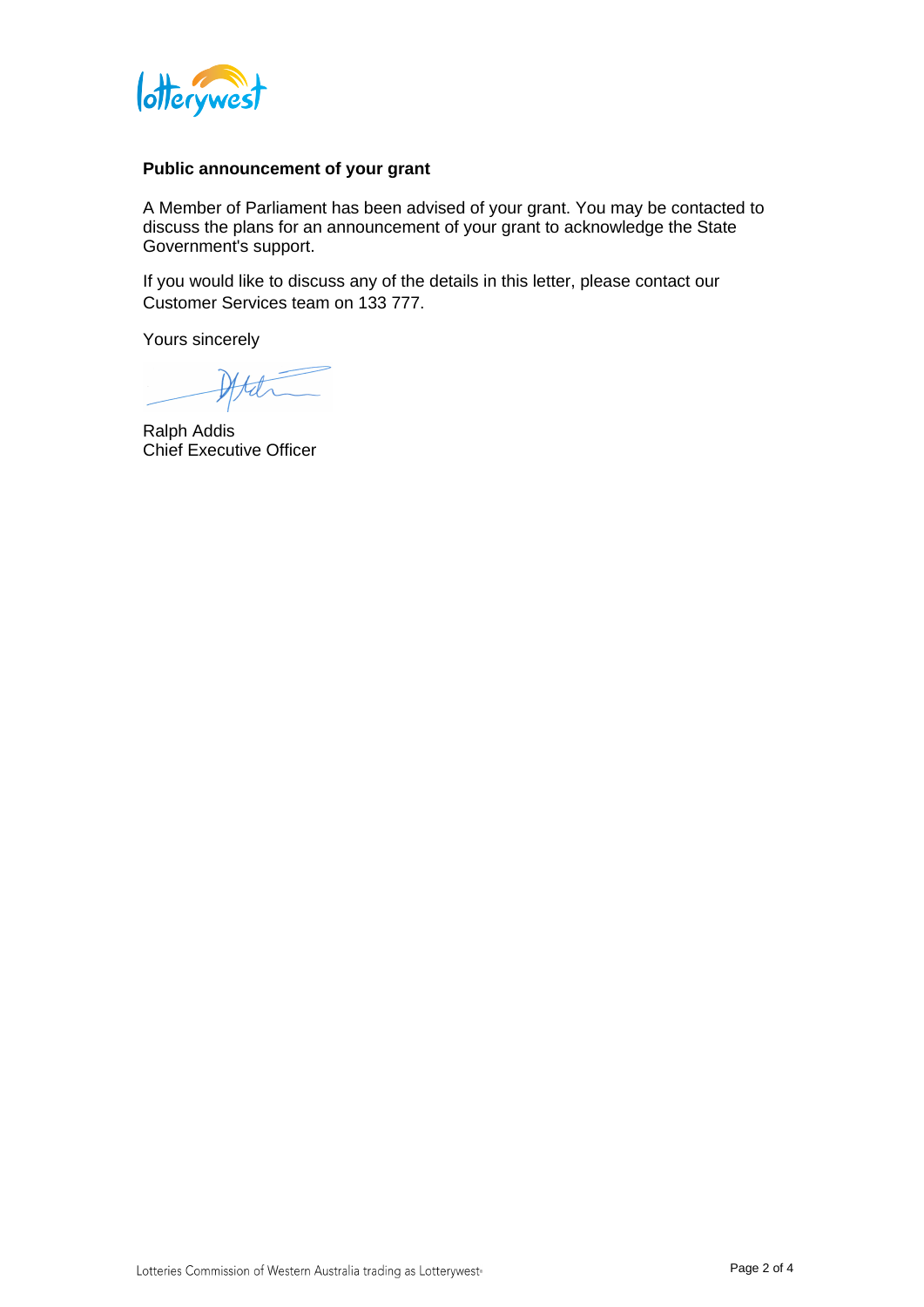**Public announcement of your grant**

A Member of Parliament has been advised of your grant. You may be contacted to discuss the plans for an announcement of your grant to acknowledge the State Government's support.

If you would like to discuss any of the details in this letter, please contact our Customer Services team on 133 777.

Yours sincerely

Ralph Addis
Chief Executive Officer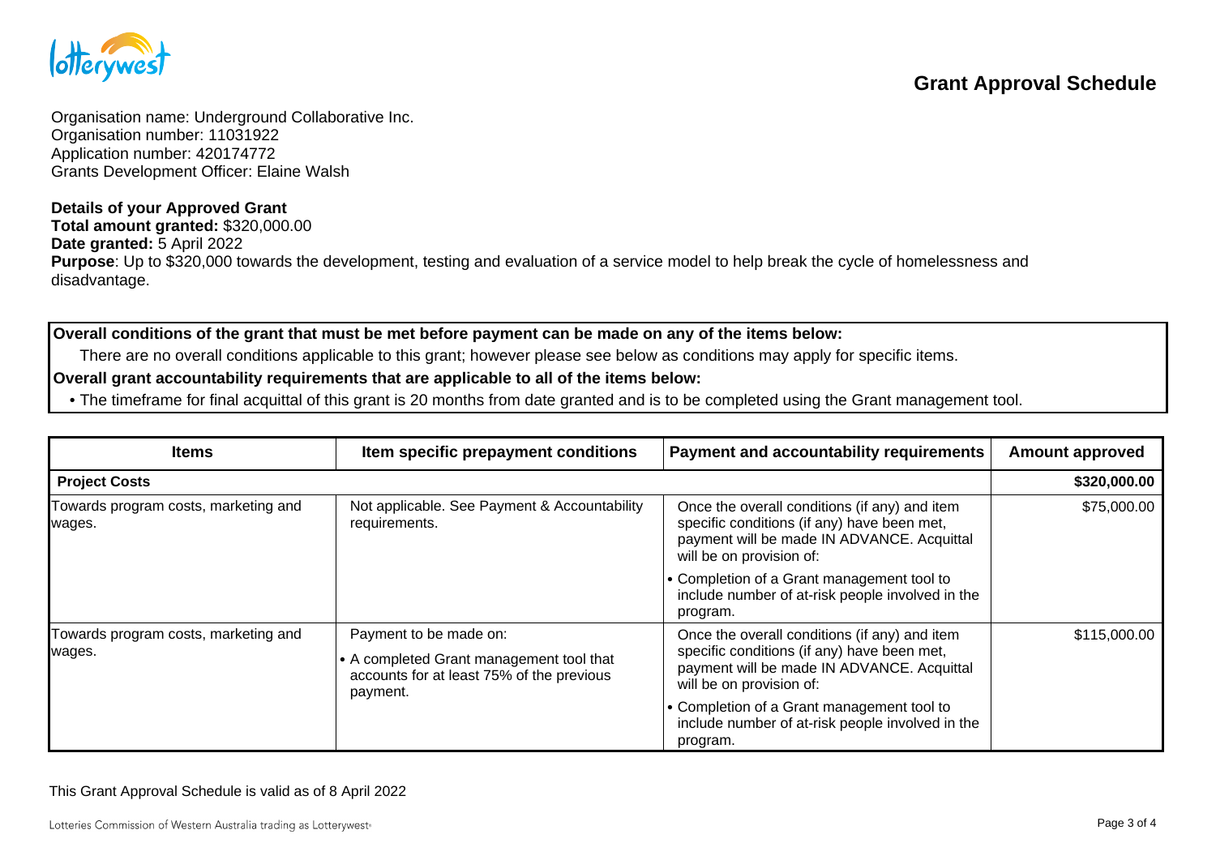# Grant Approval Schedule

Organisation name: Underground Collaborative Inc.
Organisation number: 11031922
Application number: 420174772
Grants Development Officer: Elaine Walsh

**Details of your Approved Grant**
**Total amount granted:** $320,000.00
**Date granted:** 5 April 2022
**Purpose**: Up to $320,000 towards the development, testing and evaluation of a service model to help break the cycle of homelessness and disadvantage.

**Overall conditions of the grant that must be met before payment can be made on any of the items below:**

There are no overall conditions applicable to this grant; however please see below as conditions may apply for specific items.

**Overall grant accountability requirements that are applicable to all of the items below:**

- The timeframe for final acquittal of this grant is 20 months from date granted and is to be completed using the Grant management tool.

| Items | Item specific prepayment conditions | Payment and accountability requirements | Amount approved |
|---|---|---|---|
| **Project Costs** | | | **$320,000.00** |
| Towards program costs, marketing and wages. | Not applicable. See Payment & Accountability requirements. | Once the overall conditions (if any) and item specific conditions (if any) have been met, payment will be made IN ADVANCE. Acquittal will be on provision of:<br>• Completion of a Grant management tool to include number of at-risk people involved in the program. | $75,000.00 |
| Towards program costs, marketing and wages. | Payment to be made on:<br>• A completed Grant management tool that accounts for at least 75% of the previous payment. | Once the overall conditions (if any) and item specific conditions (if any) have been met, payment will be made IN ADVANCE. Acquittal will be on provision of:<br>• Completion of a Grant management tool to include number of at-risk people involved in the program. | $115,000.00 |

This Grant Approval Schedule is valid as of 8 April 2022

Lotteries Commission of Western Australia trading as Lotterywest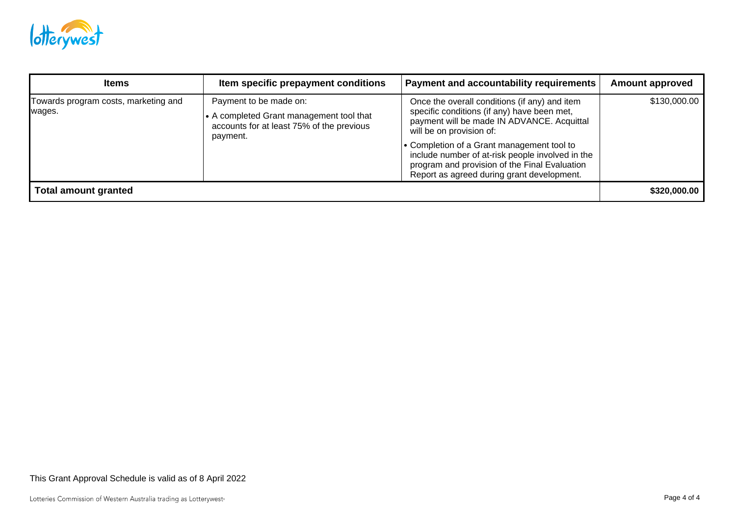| Items | Item specific prepayment conditions | Payment and accountability requirements | Amount approved |
|---|---|---|---|
| Towards program costs, marketing and wages. | Payment to be made on:<br>• A completed Grant management tool that accounts for at least 75% of the previous payment. | Once the overall conditions (if any) and item specific conditions (if any) have been met, payment will be made IN ADVANCE. Acquittal will be on provision of:<br>• Completion of a Grant management tool to include number of at-risk people involved in the program and provision of the Final Evaluation Report as agreed during grant development. | $130,000.00 |
| **Total amount granted** | | | **$320,000.00** |

This Grant Approval Schedule is valid as of 8 April 2022

Lotteries Commission of Western Australia trading as Lotterywest®